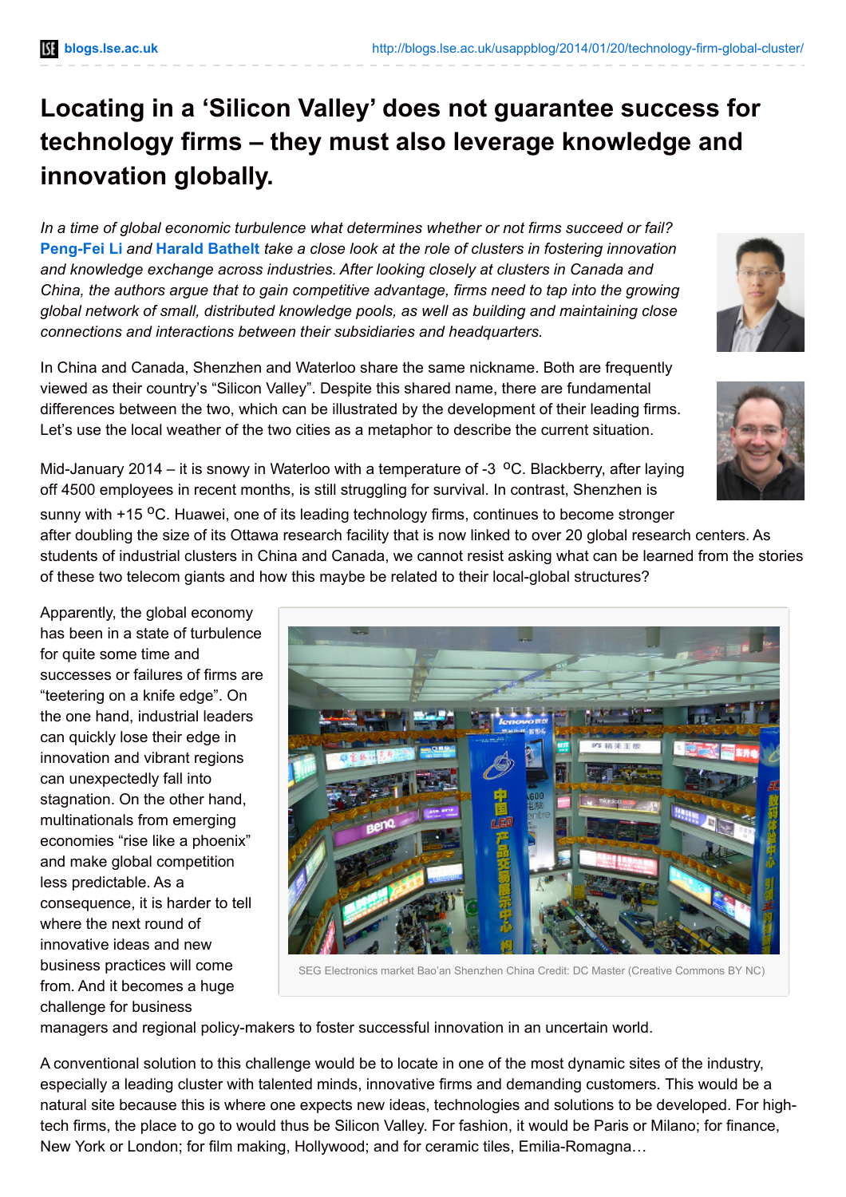# Locating in a 'Silicon Valley' does not guarantee success for technology firms – they must also leverage knowledge and innovation globally.

*In a time of global economic turbulence what determines whether or not firms succeed or fail?* **Peng-Fei Li** *and* **Harald Bathelt** *take a close look at the role of clusters in fostering innovation and knowledge exchange across industries. After looking closely at clusters in Canada and China, the authors argue that to gain competitive advantage, firms need to tap into the growing global network of small, distributed knowledge pools, as well as building and maintaining close connections and interactions between their subsidiaries and headquarters.*

In China and Canada, Shenzhen and Waterloo share the same nickname. Both are frequently viewed as their country's "Silicon Valley". Despite this shared name, there are fundamental differences between the two, which can be illustrated by the development of their leading firms. Let's use the local weather of the two cities as a metaphor to describe the current situation.

Mid-January 2014 – it is snowy in Waterloo with a temperature of -3 $^{o}$C. Blackberry, after laying off 4500 employees in recent months, is still struggling for survival. In contrast, Shenzhen is sunny with +15 $^{o}$C. Huawei, one of its leading technology firms, continues to become stronger after doubling the size of its Ottawa research facility that is now linked to over 20 global research centers. As students of industrial clusters in China and Canada, we cannot resist asking what can be learned from the stories of these two telecom giants and how this maybe be related to their local-global structures?

Apparently, the global economy has been in a state of turbulence for quite some time and successes or failures of firms are "teetering on a knife edge". On the one hand, industrial leaders can quickly lose their edge in innovation and vibrant regions can unexpectedly fall into stagnation. On the other hand, multinationals from emerging economies "rise like a phoenix" and make global competition less predictable. As a consequence, it is harder to tell where the next round of innovative ideas and new business practices will come from. And it becomes a huge challenge for business managers and regional policy-makers to foster successful innovation in an uncertain world.

SEG Electronics market Bao'an Shenzhen China Credit: DC Master (Creative Commons BY NC)

A conventional solution to this challenge would be to locate in one of the most dynamic sites of the industry, especially a leading cluster with talented minds, innovative firms and demanding customers. This would be a natural site because this is where one expects new ideas, technologies and solutions to be developed. For high-tech firms, the place to go to would thus be Silicon Valley. For fashion, it would be Paris or Milano; for finance, New York or London; for film making, Hollywood; and for ceramic tiles, Emilia-Romagna…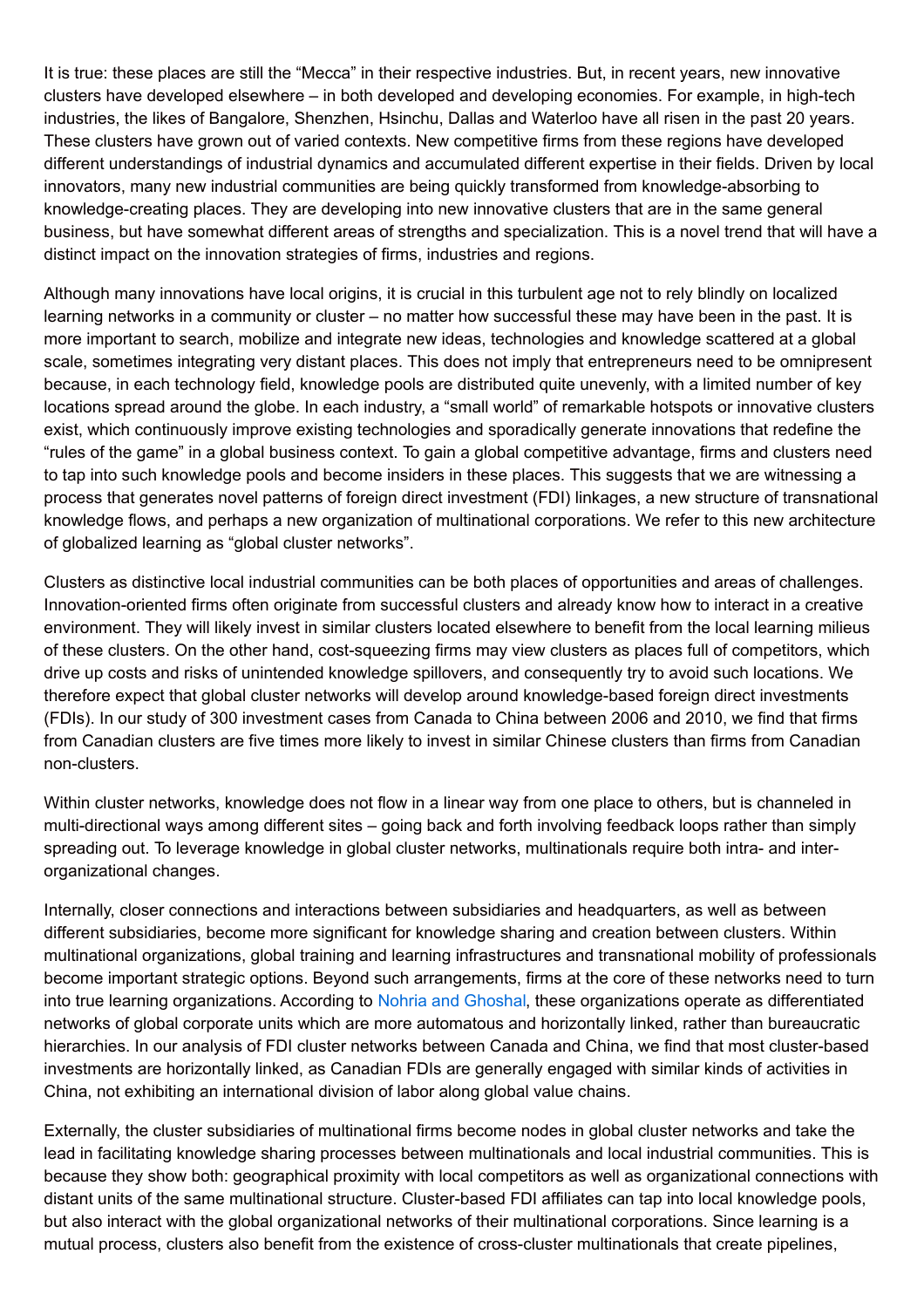It is true: these places are still the "Mecca" in their respective industries. But, in recent years, new innovative clusters have developed elsewhere – in both developed and developing economies. For example, in high-tech industries, the likes of Bangalore, Shenzhen, Hsinchu, Dallas and Waterloo have all risen in the past 20 years. These clusters have grown out of varied contexts. New competitive firms from these regions have developed different understandings of industrial dynamics and accumulated different expertise in their fields. Driven by local innovators, many new industrial communities are being quickly transformed from knowledge-absorbing to knowledge-creating places. They are developing into new innovative clusters that are in the same general business, but have somewhat different areas of strengths and specialization. This is a novel trend that will have a distinct impact on the innovation strategies of firms, industries and regions.

Although many innovations have local origins, it is crucial in this turbulent age not to rely blindly on localized learning networks in a community or cluster – no matter how successful these may have been in the past. It is more important to search, mobilize and integrate new ideas, technologies and knowledge scattered at a global scale, sometimes integrating very distant places. This does not imply that entrepreneurs need to be omnipresent because, in each technology field, knowledge pools are distributed quite unevenly, with a limited number of key locations spread around the globe. In each industry, a "small world" of remarkable hotspots or innovative clusters exist, which continuously improve existing technologies and sporadically generate innovations that redefine the "rules of the game" in a global business context. To gain a global competitive advantage, firms and clusters need to tap into such knowledge pools and become insiders in these places. This suggests that we are witnessing a process that generates novel patterns of foreign direct investment (FDI) linkages, a new structure of transnational knowledge flows, and perhaps a new organization of multinational corporations. We refer to this new architecture of globalized learning as "global cluster networks".

Clusters as distinctive local industrial communities can be both places of opportunities and areas of challenges. Innovation-oriented firms often originate from successful clusters and already know how to interact in a creative environment. They will likely invest in similar clusters located elsewhere to benefit from the local learning milieus of these clusters. On the other hand, cost-squeezing firms may view clusters as places full of competitors, which drive up costs and risks of unintended knowledge spillovers, and consequently try to avoid such locations. We therefore expect that global cluster networks will develop around knowledge-based foreign direct investments (FDIs). In our study of 300 investment cases from Canada to China between 2006 and 2010, we find that firms from Canadian clusters are five times more likely to invest in similar Chinese clusters than firms from Canadian non-clusters.

Within cluster networks, knowledge does not flow in a linear way from one place to others, but is channeled in multi-directional ways among different sites – going back and forth involving feedback loops rather than simply spreading out. To leverage knowledge in global cluster networks, multinationals require both intra- and inter-organizational changes.

Internally, closer connections and interactions between subsidiaries and headquarters, as well as between different subsidiaries, become more significant for knowledge sharing and creation between clusters. Within multinational organizations, global training and learning infrastructures and transnational mobility of professionals become important strategic options. Beyond such arrangements, firms at the core of these networks need to turn into true learning organizations. According to Nohria and Ghoshal, these organizations operate as differentiated networks of global corporate units which are more automatous and horizontally linked, rather than bureaucratic hierarchies. In our analysis of FDI cluster networks between Canada and China, we find that most cluster-based investments are horizontally linked, as Canadian FDIs are generally engaged with similar kinds of activities in China, not exhibiting an international division of labor along global value chains.

Externally, the cluster subsidiaries of multinational firms become nodes in global cluster networks and take the lead in facilitating knowledge sharing processes between multinationals and local industrial communities. This is because they show both: geographical proximity with local competitors as well as organizational connections with distant units of the same multinational structure. Cluster-based FDI affiliates can tap into local knowledge pools, but also interact with the global organizational networks of their multinational corporations. Since learning is a mutual process, clusters also benefit from the existence of cross-cluster multinationals that create pipelines,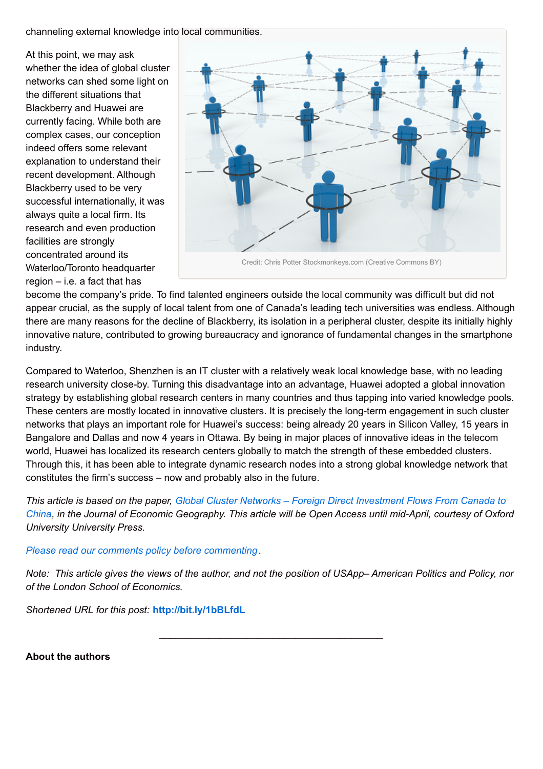channeling external knowledge into local communities.

At this point, we may ask whether the idea of global cluster networks can shed some light on the different situations that Blackberry and Huawei are currently facing. While both are complex cases, our conception indeed offers some relevant explanation to understand their recent development. Although Blackberry used to be very successful internationally, it was always quite a local firm. Its research and even production facilities are strongly concentrated around its Waterloo/Toronto headquarter region – i.e. a fact that has become the company's pride. To find talented engineers outside the local community was difficult but did not appear crucial, as the supply of local talent from one of Canada's leading tech universities was endless. Although there are many reasons for the decline of Blackberry, its isolation in a peripheral cluster, despite its initially highly innovative nature, contributed to growing bureaucracy and ignorance of fundamental changes in the smartphone industry.

Credit: Chris Potter Stockmonkeys.com (Creative Commons BY)

Compared to Waterloo, Shenzhen is an IT cluster with a relatively weak local knowledge base, with no leading research university close-by. Turning this disadvantage into an advantage, Huawei adopted a global innovation strategy by establishing global research centers in many countries and thus tapping into varied knowledge pools. These centers are mostly located in innovative clusters. It is precisely the long-term engagement in such cluster networks that plays an important role for Huawei's success: being already 20 years in Silicon Valley, 15 years in Bangalore and Dallas and now 4 years in Ottawa. By being in major places of innovative ideas in the telecom world, Huawei has localized its research centers globally to match the strength of these embedded clusters. Through this, it has been able to integrate dynamic research nodes into a strong global knowledge network that constitutes the firm's success – now and probably also in the future.

*This article is based on the paper, Global Cluster Networks – Foreign Direct Investment Flows From Canada to China, in the Journal of Economic Geography. This article will be Open Access until mid-April, courtesy of Oxford University University Press.*

*Please read our comments policy before commenting.*

*Note: This article gives the views of the author, and not the position of USApp– American Politics and Policy, nor of the London School of Economics.*

*Shortened URL for this post:* **http://bit.ly/1bBLfdL**

---

**About the authors**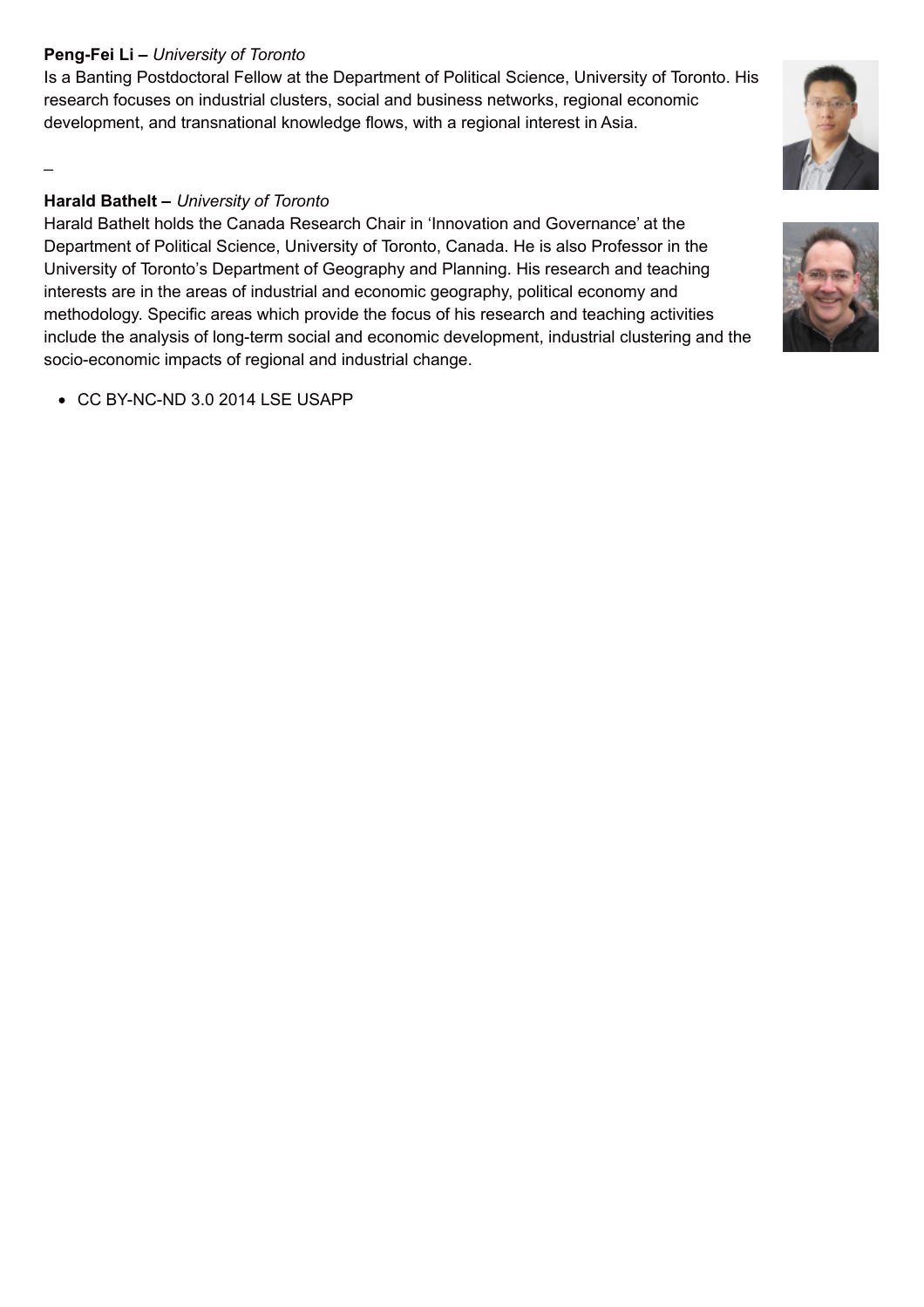**Peng-Fei Li –** *University of Toronto*
Is a Banting Postdoctoral Fellow at the Department of Political Science, University of Toronto. His research focuses on industrial clusters, social and business networks, regional economic development, and transnational knowledge flows, with a regional interest in Asia.

–

**Harald Bathelt –** *University of Toronto*
Harald Bathelt holds the Canada Research Chair in 'Innovation and Governance' at the Department of Political Science, University of Toronto, Canada. He is also Professor in the University of Toronto's Department of Geography and Planning. His research and teaching interests are in the areas of industrial and economic geography, political economy and methodology. Specific areas which provide the focus of his research and teaching activities include the analysis of long-term social and economic development, industrial clustering and the socio-economic impacts of regional and industrial change.

- CC BY-NC-ND 3.0 2014 LSE USAPP